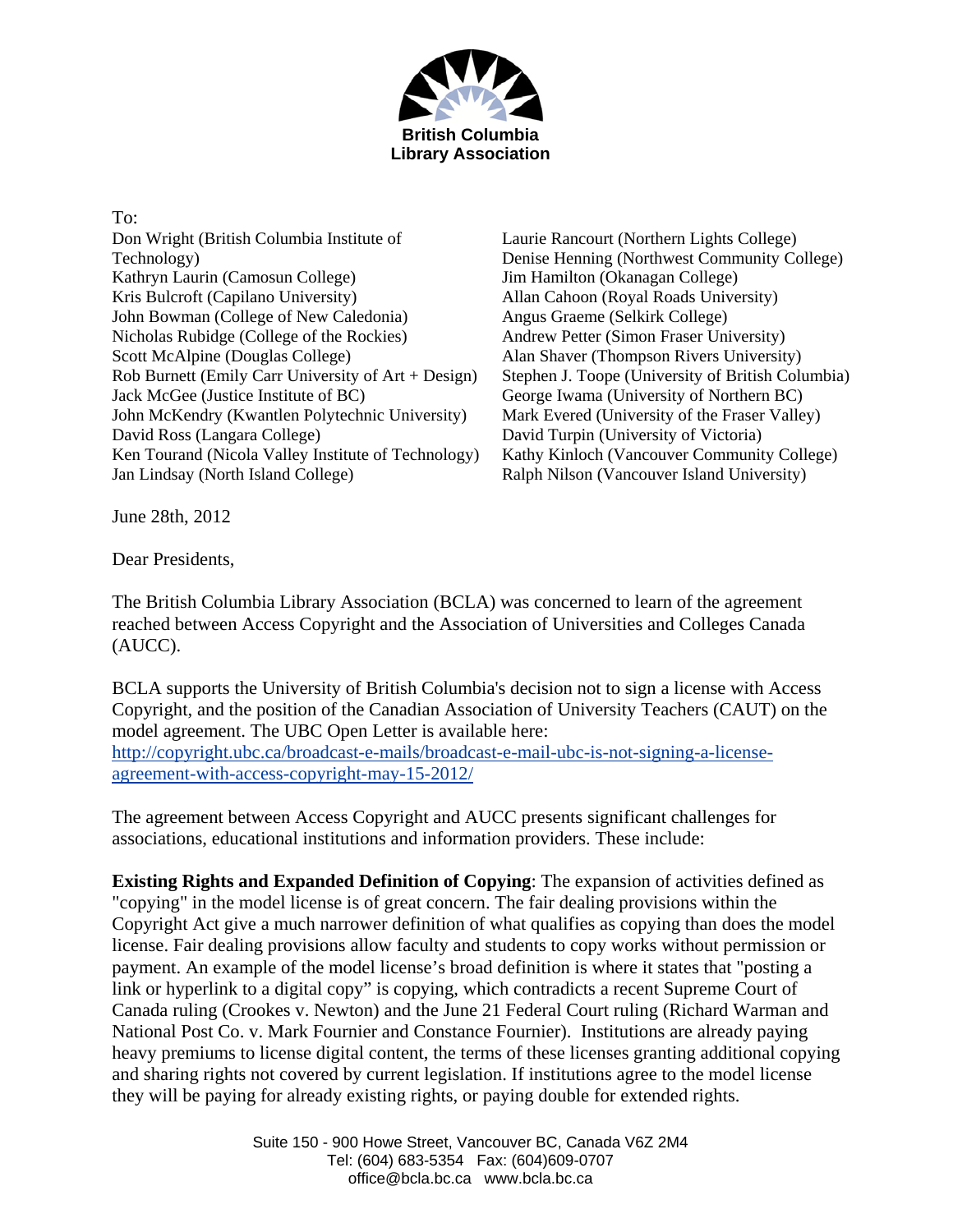**British Columbia Library Association**

To:

Don Wright (British Columbia Institute of Technology)
Kathryn Laurin (Camosun College)
Kris Bulcroft (Capilano University)
John Bowman (College of New Caledonia)
Nicholas Rubidge (College of the Rockies)
Scott McAlpine (Douglas College)
Rob Burnett (Emily Carr University of Art + Design)
Jack McGee (Justice Institute of BC)
John McKendry (Kwantlen Polytechnic University)
David Ross (Langara College)
Ken Tourand (Nicola Valley Institute of Technology)
Jan Lindsay (North Island College)
Laurie Rancourt (Northern Lights College)
Denise Henning (Northwest Community College)
Jim Hamilton (Okanagan College)
Allan Cahoon (Royal Roads University)
Angus Graeme (Selkirk College)
Andrew Petter (Simon Fraser University)
Alan Shaver (Thompson Rivers University)
Stephen J. Toope (University of British Columbia)
George Iwama (University of Northern BC)
Mark Evered (University of the Fraser Valley)
David Turpin (University of Victoria)
Kathy Kinloch (Vancouver Community College)
Ralph Nilson (Vancouver Island University)

June 28th, 2012

Dear Presidents,

The British Columbia Library Association (BCLA) was concerned to learn of the agreement reached between Access Copyright and the Association of Universities and Colleges Canada (AUCC).

BCLA supports the University of British Columbia's decision not to sign a license with Access Copyright, and the position of the Canadian Association of University Teachers (CAUT) on the model agreement. The UBC Open Letter is available here: http://copyright.ubc.ca/broadcast-e-mails/broadcast-e-mail-ubc-is-not-signing-a-license-agreement-with-access-copyright-may-15-2012/

The agreement between Access Copyright and AUCC presents significant challenges for associations, educational institutions and information providers. These include:

**Existing Rights and Expanded Definition of Copying**: The expansion of activities defined as "copying" in the model license is of great concern. The fair dealing provisions within the Copyright Act give a much narrower definition of what qualifies as copying than does the model license. Fair dealing provisions allow faculty and students to copy works without permission or payment. An example of the model license's broad definition is where it states that "posting a link or hyperlink to a digital copy" is copying, which contradicts a recent Supreme Court of Canada ruling (Crookes v. Newton) and the June 21 Federal Court ruling (Richard Warman and National Post Co. v. Mark Fournier and Constance Fournier). Institutions are already paying heavy premiums to license digital content, the terms of these licenses granting additional copying and sharing rights not covered by current legislation. If institutions agree to the model license they will be paying for already existing rights, or paying double for extended rights.

Suite 150 - 900 Howe Street, Vancouver BC, Canada V6Z 2M4
Tel: (604) 683-5354 Fax: (604)609-0707
office@bcla.bc.ca www.bcla.bc.ca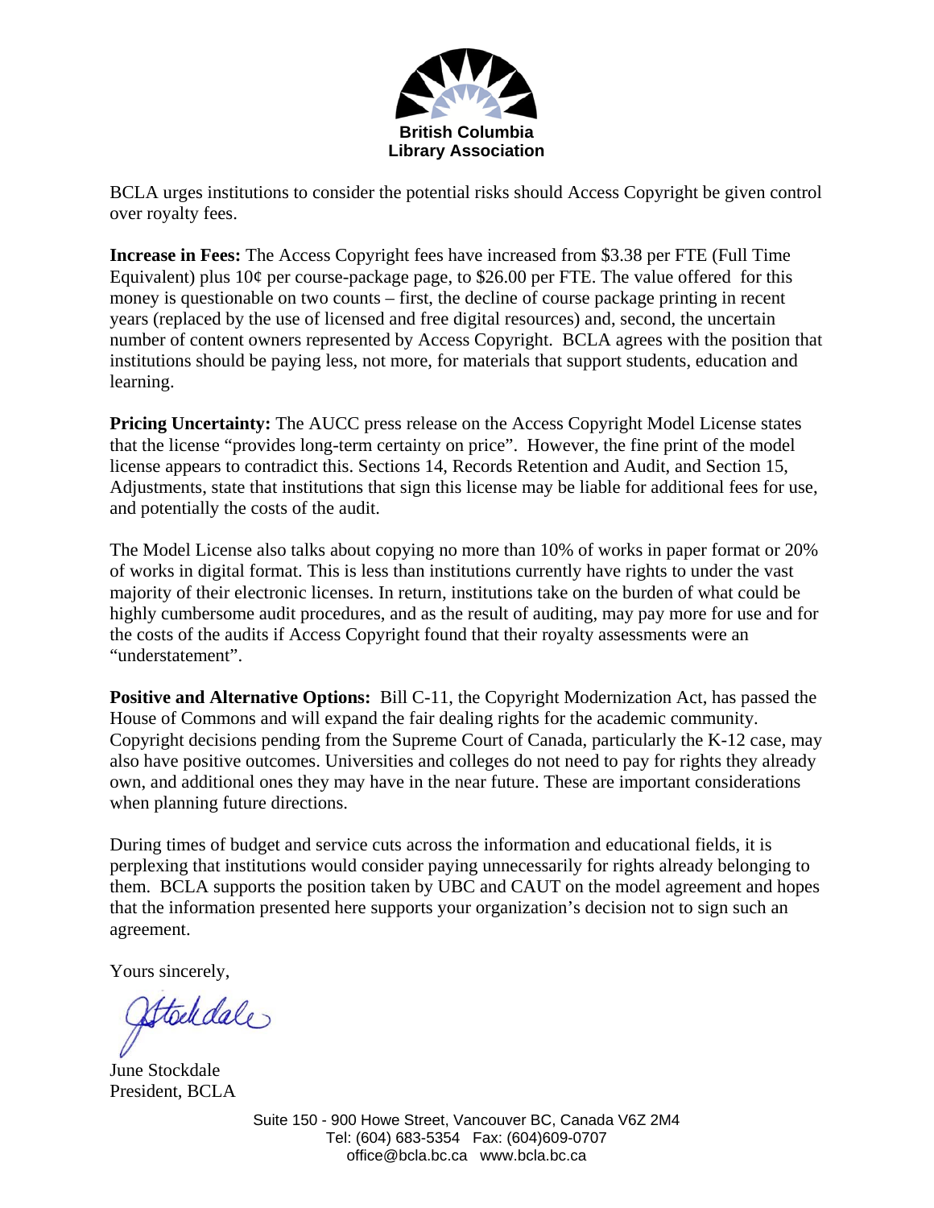British Columbia Library Association

BCLA urges institutions to consider the potential risks should Access Copyright be given control over royalty fees.

**Increase in Fees:** The Access Copyright fees have increased from $3.38 per FTE (Full Time Equivalent) plus 10¢ per course-package page, to $26.00 per FTE. The value offered for this money is questionable on two counts – first, the decline of course package printing in recent years (replaced by the use of licensed and free digital resources) and, second, the uncertain number of content owners represented by Access Copyright. BCLA agrees with the position that institutions should be paying less, not more, for materials that support students, education and learning.

**Pricing Uncertainty:** The AUCC press release on the Access Copyright Model License states that the license "provides long-term certainty on price". However, the fine print of the model license appears to contradict this. Sections 14, Records Retention and Audit, and Section 15, Adjustments, state that institutions that sign this license may be liable for additional fees for use, and potentially the costs of the audit.

The Model License also talks about copying no more than 10% of works in paper format or 20% of works in digital format. This is less than institutions currently have rights to under the vast majority of their electronic licenses. In return, institutions take on the burden of what could be highly cumbersome audit procedures, and as the result of auditing, may pay more for use and for the costs of the audits if Access Copyright found that their royalty assessments were an "understatement".

**Positive and Alternative Options:** Bill C-11, the Copyright Modernization Act, has passed the House of Commons and will expand the fair dealing rights for the academic community. Copyright decisions pending from the Supreme Court of Canada, particularly the K-12 case, may also have positive outcomes. Universities and colleges do not need to pay for rights they already own, and additional ones they may have in the near future. These are important considerations when planning future directions.

During times of budget and service cuts across the information and educational fields, it is perplexing that institutions would consider paying unnecessarily for rights already belonging to them. BCLA supports the position taken by UBC and CAUT on the model agreement and hopes that the information presented here supports your organization's decision not to sign such an agreement.

Yours sincerely,

June Stockdale
President, BCLA

Suite 150 - 900 Howe Street, Vancouver BC, Canada V6Z 2M4
Tel: (604) 683-5354 Fax: (604)609-0707
office@bcla.bc.ca www.bcla.bc.ca